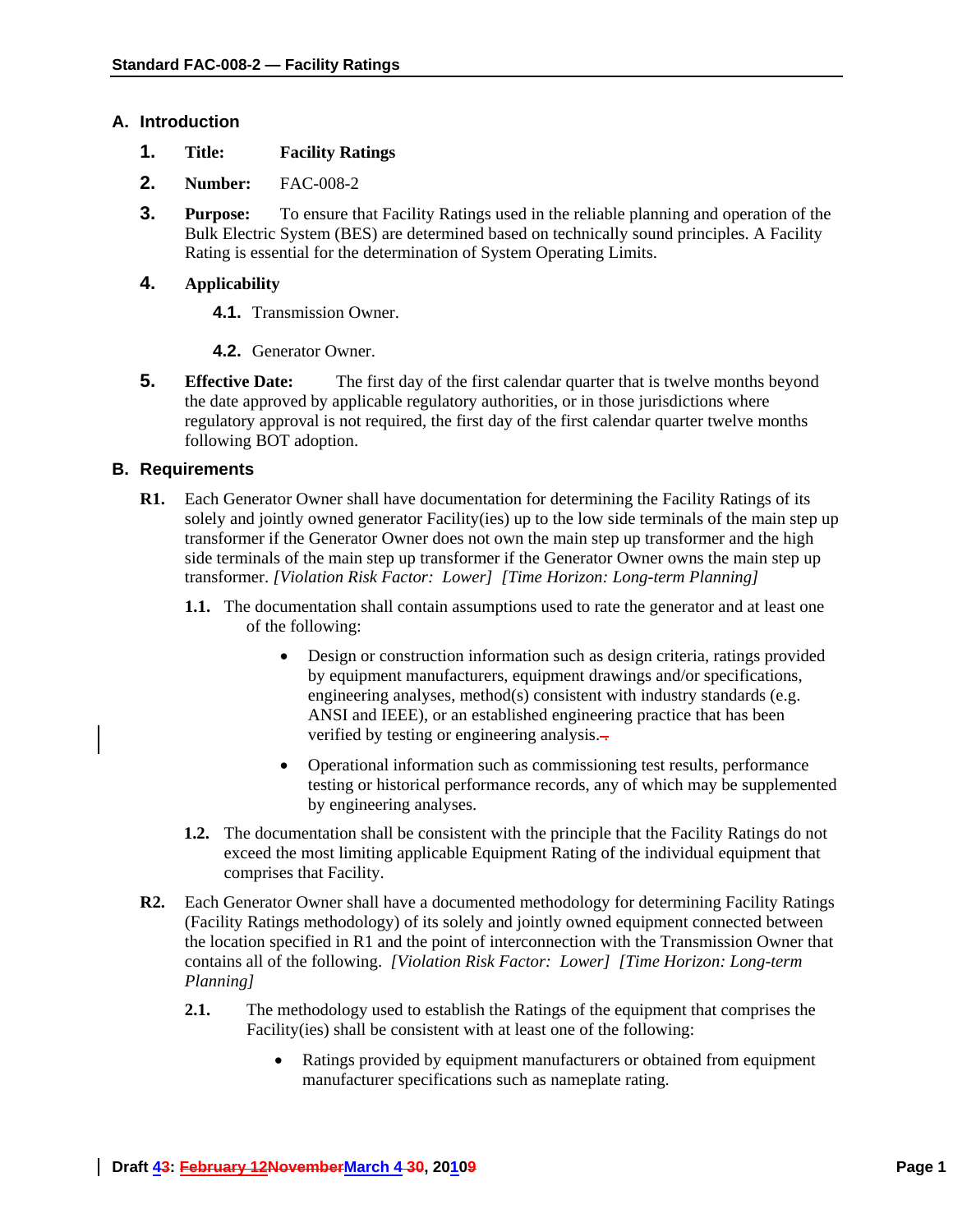## A. Introduction

1. **Title:** **Facility Ratings**

2. **Number:** FAC-008-2

3. **Purpose:** To ensure that Facility Ratings used in the reliable planning and operation of the Bulk Electric System (BES) are determined based on technically sound principles. A Facility Rating is essential for the determination of System Operating Limits.

4. **Applicability**

   4.1. Transmission Owner.

   4.2. Generator Owner.

5. **Effective Date:** The first day of the first calendar quarter that is twelve months beyond the date approved by applicable regulatory authorities, or in those jurisdictions where regulatory approval is not required, the first day of the first calendar quarter twelve months following BOT adoption.

## B. Requirements

**R1.** Each Generator Owner shall have documentation for determining the Facility Ratings of its solely and jointly owned generator Facility(ies) up to the low side terminals of the main step up transformer if the Generator Owner does not own the main step up transformer and the high side terminals of the main step up transformer if the Generator Owner owns the main step up transformer. *[Violation Risk Factor: Lower] [Time Horizon: Long-term Planning]*

**1.1.** The documentation shall contain assumptions used to rate the generator and at least one of the following:

- Design or construction information such as design criteria, ratings provided by equipment manufacturers, equipment drawings and/or specifications, engineering analyses, method(s) consistent with industry standards (e.g. ANSI and IEEE), or an established engineering practice that has been verified by testing or engineering analysis.

- Operational information such as commissioning test results, performance testing or historical performance records, any of which may be supplemented by engineering analyses.

**1.2.** The documentation shall be consistent with the principle that the Facility Ratings do not exceed the most limiting applicable Equipment Rating of the individual equipment that comprises that Facility.

**R2.** Each Generator Owner shall have a documented methodology for determining Facility Ratings (Facility Ratings methodology) of its solely and jointly owned equipment connected between the location specified in R1 and the point of interconnection with the Transmission Owner that contains all of the following. *[Violation Risk Factor: Lower] [Time Horizon: Long-term Planning]*

**2.1.** The methodology used to establish the Ratings of the equipment that comprises the Facility(ies) shall be consistent with at least one of the following:

- Ratings provided by equipment manufacturers or obtained from equipment manufacturer specifications such as nameplate rating.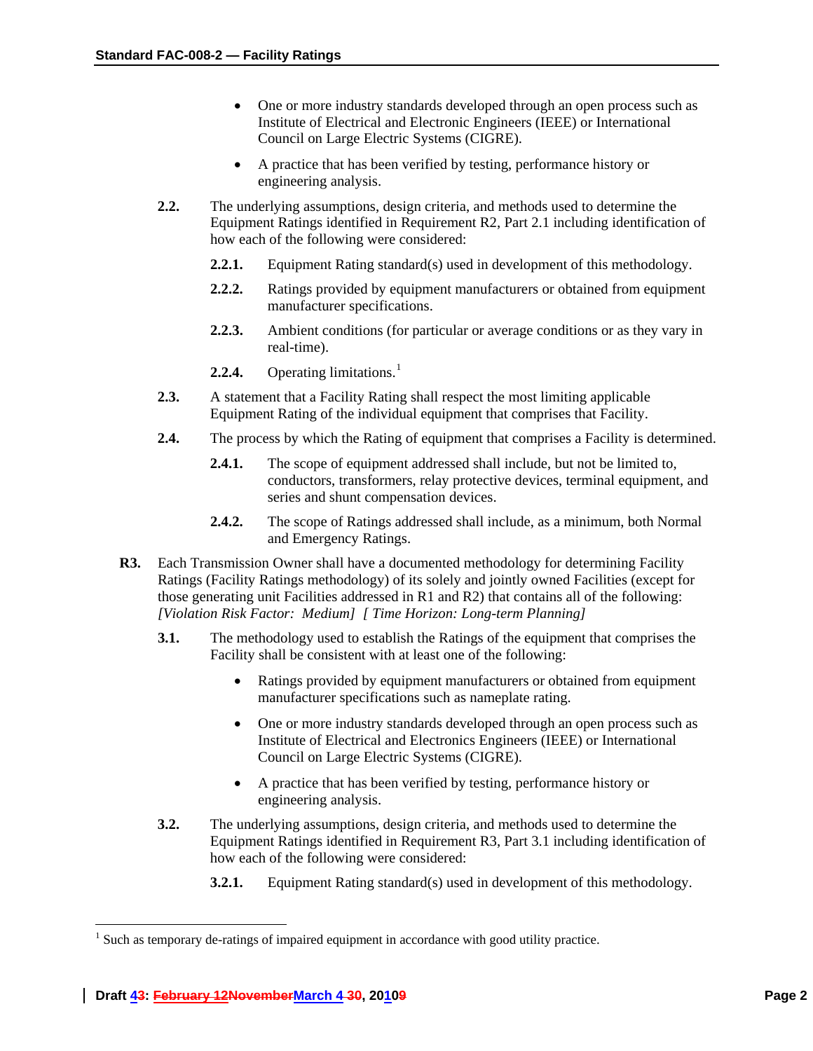- One or more industry standards developed through an open process such as Institute of Electrical and Electronic Engineers (IEEE) or International Council on Large Electric Systems (CIGRE).
- A practice that has been verified by testing, performance history or engineering analysis.

**2.2.** The underlying assumptions, design criteria, and methods used to determine the Equipment Ratings identified in Requirement R2, Part 2.1 including identification of how each of the following were considered:

**2.2.1.** Equipment Rating standard(s) used in development of this methodology.

**2.2.2.** Ratings provided by equipment manufacturers or obtained from equipment manufacturer specifications.

**2.2.3.** Ambient conditions (for particular or average conditions or as they vary in real-time).

**2.2.4.** Operating limitations.[1]

**2.3.** A statement that a Facility Rating shall respect the most limiting applicable Equipment Rating of the individual equipment that comprises that Facility.

**2.4.** The process by which the Rating of equipment that comprises a Facility is determined.

**2.4.1.** The scope of equipment addressed shall include, but not be limited to, conductors, transformers, relay protective devices, terminal equipment, and series and shunt compensation devices.

**2.4.2.** The scope of Ratings addressed shall include, as a minimum, both Normal and Emergency Ratings.

**R3.** Each Transmission Owner shall have a documented methodology for determining Facility Ratings (Facility Ratings methodology) of its solely and jointly owned Facilities (except for those generating unit Facilities addressed in R1 and R2) that contains all of the following: *[Violation Risk Factor: Medium] [ Time Horizon: Long-term Planning]*

**3.1.** The methodology used to establish the Ratings of the equipment that comprises the Facility shall be consistent with at least one of the following:

- Ratings provided by equipment manufacturers or obtained from equipment manufacturer specifications such as nameplate rating.
- One or more industry standards developed through an open process such as Institute of Electrical and Electronics Engineers (IEEE) or International Council on Large Electric Systems (CIGRE).
- A practice that has been verified by testing, performance history or engineering analysis.

**3.2.** The underlying assumptions, design criteria, and methods used to determine the Equipment Ratings identified in Requirement R3, Part 3.1 including identification of how each of the following were considered:

**3.2.1.** Equipment Rating standard(s) used in development of this methodology.

---

[1] Such as temporary de-ratings of impaired equipment in accordance with good utility practice.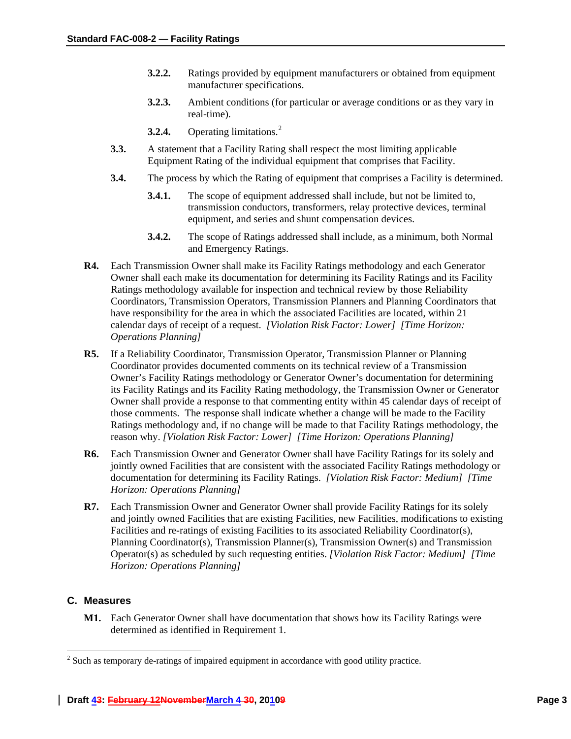- **3.2.2.** Ratings provided by equipment manufacturers or obtained from equipment manufacturer specifications.
- **3.2.3.** Ambient conditions (for particular or average conditions or as they vary in real-time).
- **3.2.4.** Operating limitations.[2]

**3.3.** A statement that a Facility Rating shall respect the most limiting applicable Equipment Rating of the individual equipment that comprises that Facility.

**3.4.** The process by which the Rating of equipment that comprises a Facility is determined.

- **3.4.1.** The scope of equipment addressed shall include, but not be limited to, transmission conductors, transformers, relay protective devices, terminal equipment, and series and shunt compensation devices.
- **3.4.2.** The scope of Ratings addressed shall include, as a minimum, both Normal and Emergency Ratings.

**R4.** Each Transmission Owner shall make its Facility Ratings methodology and each Generator Owner shall each make its documentation for determining its Facility Ratings and its Facility Ratings methodology available for inspection and technical review by those Reliability Coordinators, Transmission Operators, Transmission Planners and Planning Coordinators that have responsibility for the area in which the associated Facilities are located, within 21 calendar days of receipt of a request. *[Violation Risk Factor: Lower] [Time Horizon: Operations Planning]*

**R5.** If a Reliability Coordinator, Transmission Operator, Transmission Planner or Planning Coordinator provides documented comments on its technical review of a Transmission Owner's Facility Ratings methodology or Generator Owner's documentation for determining its Facility Ratings and its Facility Rating methodology, the Transmission Owner or Generator Owner shall provide a response to that commenting entity within 45 calendar days of receipt of those comments. The response shall indicate whether a change will be made to the Facility Ratings methodology and, if no change will be made to that Facility Ratings methodology, the reason why. *[Violation Risk Factor: Lower] [Time Horizon: Operations Planning]*

**R6.** Each Transmission Owner and Generator Owner shall have Facility Ratings for its solely and jointly owned Facilities that are consistent with the associated Facility Ratings methodology or documentation for determining its Facility Ratings. *[Violation Risk Factor: Medium] [Time Horizon: Operations Planning]*

**R7.** Each Transmission Owner and Generator Owner shall provide Facility Ratings for its solely and jointly owned Facilities that are existing Facilities, new Facilities, modifications to existing Facilities and re-ratings of existing Facilities to its associated Reliability Coordinator(s), Planning Coordinator(s), Transmission Planner(s), Transmission Owner(s) and Transmission Operator(s) as scheduled by such requesting entities. *[Violation Risk Factor: Medium] [Time Horizon: Operations Planning]*

## C. Measures

**M1.** Each Generator Owner shall have documentation that shows how its Facility Ratings were determined as identified in Requirement 1.

[2] Such as temporary de-ratings of impaired equipment in accordance with good utility practice.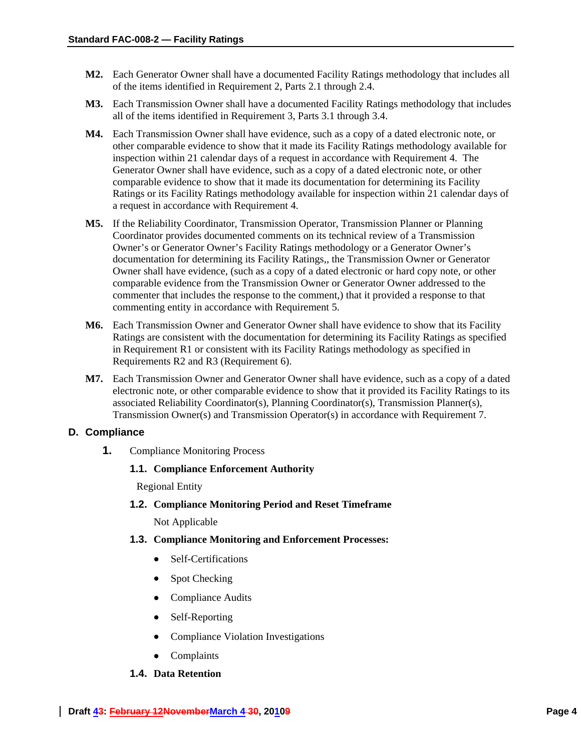**M2.** Each Generator Owner shall have a documented Facility Ratings methodology that includes all of the items identified in Requirement 2, Parts 2.1 through 2.4.

**M3.** Each Transmission Owner shall have a documented Facility Ratings methodology that includes all of the items identified in Requirement 3, Parts 3.1 through 3.4.

**M4.** Each Transmission Owner shall have evidence, such as a copy of a dated electronic note, or other comparable evidence to show that it made its Facility Ratings methodology available for inspection within 21 calendar days of a request in accordance with Requirement 4. The Generator Owner shall have evidence, such as a copy of a dated electronic note, or other comparable evidence to show that it made its documentation for determining its Facility Ratings or its Facility Ratings methodology available for inspection within 21 calendar days of a request in accordance with Requirement 4.

**M5.** If the Reliability Coordinator, Transmission Operator, Transmission Planner or Planning Coordinator provides documented comments on its technical review of a Transmission Owner's or Generator Owner's Facility Ratings methodology or a Generator Owner's documentation for determining its Facility Ratings,, the Transmission Owner or Generator Owner shall have evidence, (such as a copy of a dated electronic or hard copy note, or other comparable evidence from the Transmission Owner or Generator Owner addressed to the commenter that includes the response to the comment,) that it provided a response to that commenting entity in accordance with Requirement 5.

**M6.** Each Transmission Owner and Generator Owner shall have evidence to show that its Facility Ratings are consistent with the documentation for determining its Facility Ratings as specified in Requirement R1 or consistent with its Facility Ratings methodology as specified in Requirements R2 and R3 (Requirement 6).

**M7.** Each Transmission Owner and Generator Owner shall have evidence, such as a copy of a dated electronic note, or other comparable evidence to show that it provided its Facility Ratings to its associated Reliability Coordinator(s), Planning Coordinator(s), Transmission Planner(s), Transmission Owner(s) and Transmission Operator(s) in accordance with Requirement 7.

## D. Compliance

**1.** Compliance Monitoring Process

**1.1. Compliance Enforcement Authority**

Regional Entity

**1.2. Compliance Monitoring Period and Reset Timeframe**

Not Applicable

**1.3. Compliance Monitoring and Enforcement Processes:**

- Self-Certifications
- Spot Checking
- Compliance Audits
- Self-Reporting
- Compliance Violation Investigations
- Complaints

**1.4. Data Retention**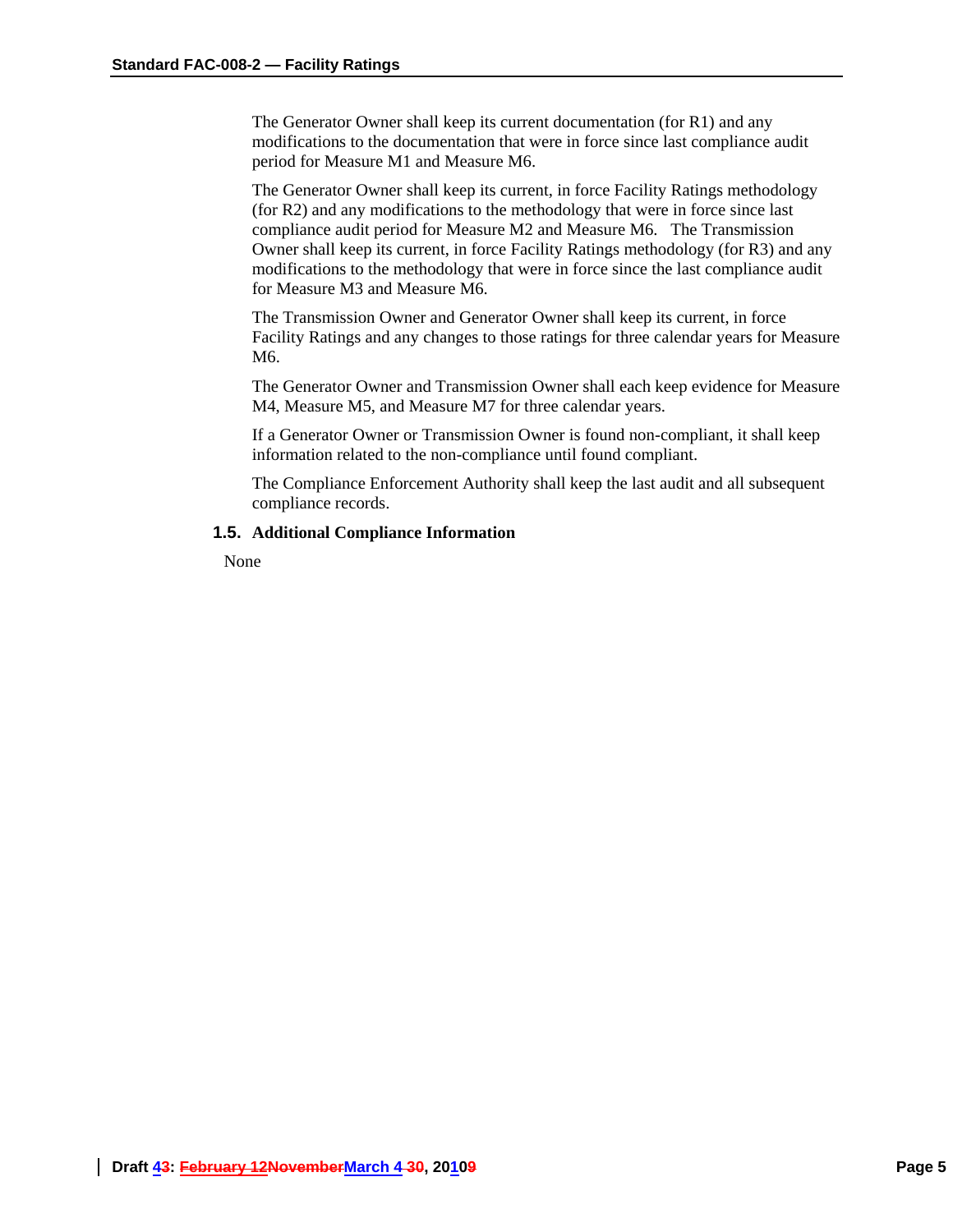The Generator Owner shall keep its current documentation (for R1) and any modifications to the documentation that were in force since last compliance audit period for Measure M1 and Measure M6.

The Generator Owner shall keep its current, in force Facility Ratings methodology (for R2) and any modifications to the methodology that were in force since last compliance audit period for Measure M2 and Measure M6. The Transmission Owner shall keep its current, in force Facility Ratings methodology (for R3) and any modifications to the methodology that were in force since the last compliance audit for Measure M3 and Measure M6.

The Transmission Owner and Generator Owner shall keep its current, in force Facility Ratings and any changes to those ratings for three calendar years for Measure M6.

The Generator Owner and Transmission Owner shall each keep evidence for Measure M4, Measure M5, and Measure M7 for three calendar years.

If a Generator Owner or Transmission Owner is found non-compliant, it shall keep information related to the non-compliance until found compliant.

The Compliance Enforcement Authority shall keep the last audit and all subsequent compliance records.

### 1.5. Additional Compliance Information

None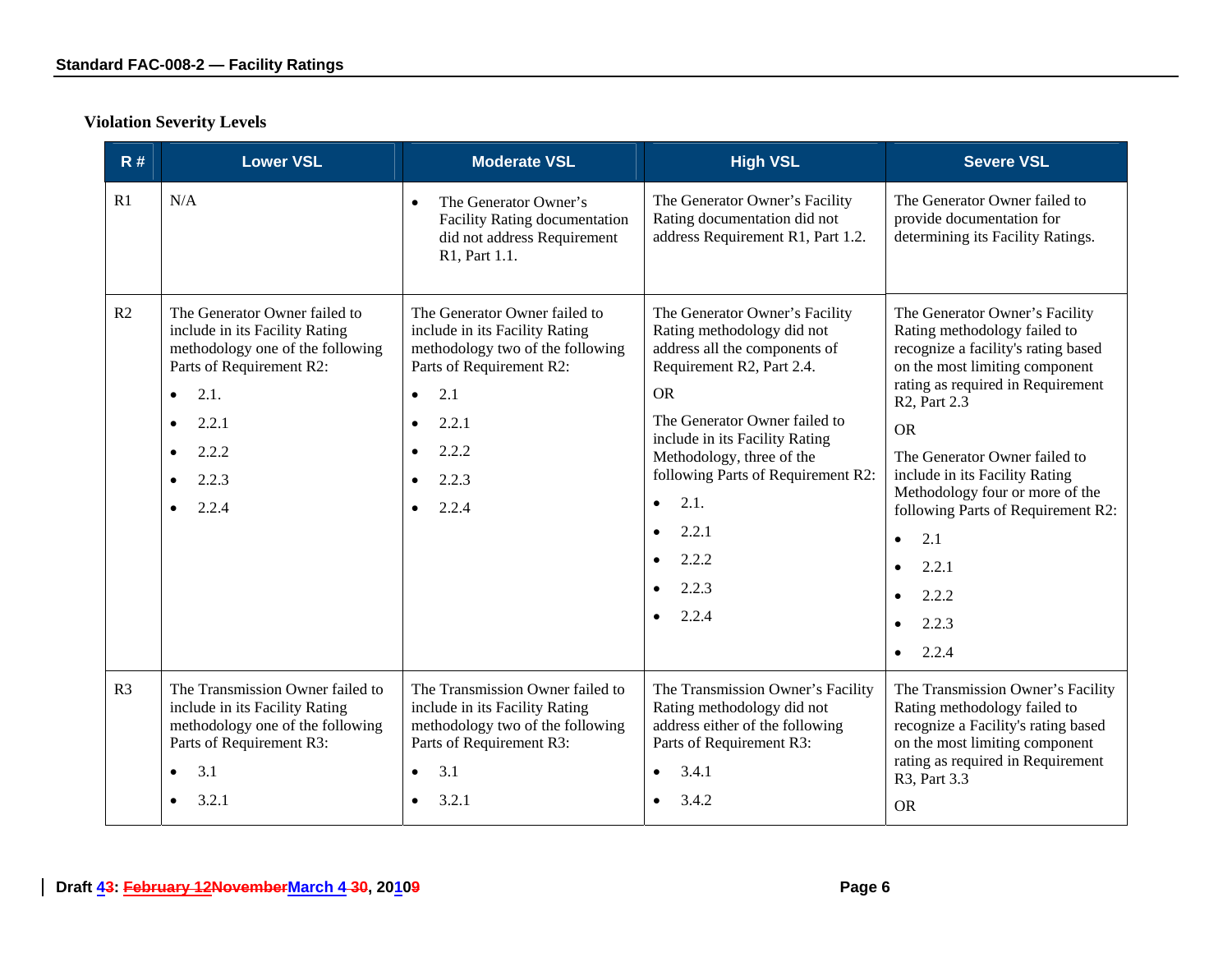### Violation Severity Levels

| R # | Lower VSL | Moderate VSL | High VSL | Severe VSL |
|---|---|---|---|---|
| R1 | N/A | • The Generator Owner's Facility Rating documentation did not address Requirement R1, Part 1.1. | The Generator Owner's Facility Rating documentation did not address Requirement R1, Part 1.2. | The Generator Owner failed to provide documentation for determining its Facility Ratings. |
| R2 | The Generator Owner failed to include in its Facility Rating methodology one of the following Parts of Requirement R2:<br>• 2.1.<br>• 2.2.1<br>• 2.2.2<br>• 2.2.3<br>• 2.2.4 | The Generator Owner failed to include in its Facility Rating methodology two of the following Parts of Requirement R2:<br>• 2.1<br>• 2.2.1<br>• 2.2.2<br>• 2.2.3<br>• 2.2.4 | The Generator Owner's Facility Rating methodology did not address all the components of Requirement R2, Part 2.4.<br>OR<br>The Generator Owner failed to include in its Facility Rating Methodology, three of the following Parts of Requirement R2:<br>• 2.1.<br>• 2.2.1<br>• 2.2.2<br>• 2.2.3<br>• 2.2.4 | The Generator Owner's Facility Rating methodology failed to recognize a facility's rating based on the most limiting component rating as required in Requirement R2, Part 2.3<br>OR<br>The Generator Owner failed to include in its Facility Rating Methodology four or more of the following Parts of Requirement R2:<br>• 2.1<br>• 2.2.1<br>• 2.2.2<br>• 2.2.3<br>• 2.2.4 |
| R3 | The Transmission Owner failed to include in its Facility Rating methodology one of the following Parts of Requirement R3:<br>• 3.1<br>• 3.2.1 | The Transmission Owner failed to include in its Facility Rating methodology two of the following Parts of Requirement R3:<br>• 3.1<br>• 3.2.1 | The Transmission Owner's Facility Rating methodology did not address either of the following Parts of Requirement R3:<br>• 3.4.1<br>• 3.4.2 | The Transmission Owner's Facility Rating methodology failed to recognize a Facility's rating based on the most limiting component rating as required in Requirement R3, Part 3.3<br>OR |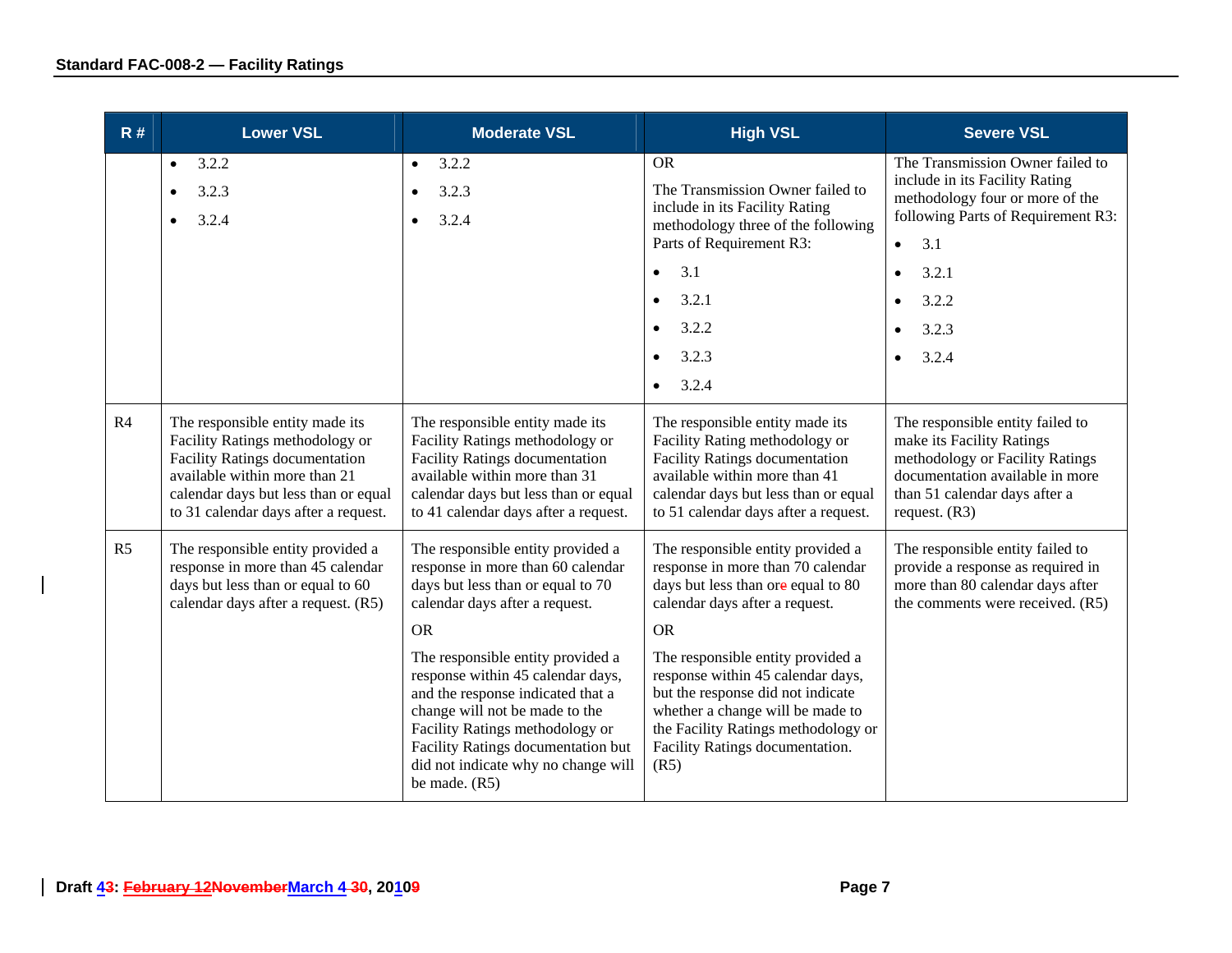| R # | Lower VSL | Moderate VSL | High VSL | Severe VSL |
|---|---|---|---|---|
| | • 3.2.2<br>• 3.2.3<br>• 3.2.4 | • 3.2.2<br>• 3.2.3<br>• 3.2.4 | OR<br><br>The Transmission Owner failed to include in its Facility Rating methodology three of the following Parts of Requirement R3:<br>• 3.1<br>• 3.2.1<br>• 3.2.2<br>• 3.2.3<br>• 3.2.4 | The Transmission Owner failed to include in its Facility Rating methodology four or more of the following Parts of Requirement R3:<br>• 3.1<br>• 3.2.1<br>• 3.2.2<br>• 3.2.3<br>• 3.2.4 |
| R4 | The responsible entity made its Facility Ratings methodology or Facility Ratings documentation available within more than 21 calendar days but less than or equal to 31 calendar days after a request. | The responsible entity made its Facility Ratings methodology or Facility Ratings documentation available within more than 31 calendar days but less than or equal to 41 calendar days after a request. | The responsible entity made its Facility Rating methodology or Facility Ratings documentation available within more than 41 calendar days but less than or equal to 51 calendar days after a request. | The responsible entity failed to make its Facility Ratings methodology or Facility Ratings documentation available in more than 51 calendar days after a request. (R3) |
| R5 | The responsible entity provided a response in more than 45 calendar days but less than or equal to 60 calendar days after a request. (R5) | The responsible entity provided a response in more than 60 calendar days but less than or equal to 70 calendar days after a request.<br><br>OR<br><br>The responsible entity provided a response within 45 calendar days, and the response indicated that a change will not be made to the Facility Ratings methodology or Facility Ratings documentation but did not indicate why no change will be made. (R5) | The responsible entity provided a response in more than 70 calendar days but less than ore equal to 80 calendar days after a request.<br><br>OR<br><br>The responsible entity provided a response within 45 calendar days, but the response did not indicate whether a change will be made to the Facility Ratings methodology or Facility Ratings documentation. (R5) | The responsible entity failed to provide a response as required in more than 80 calendar days after the comments were received. (R5) |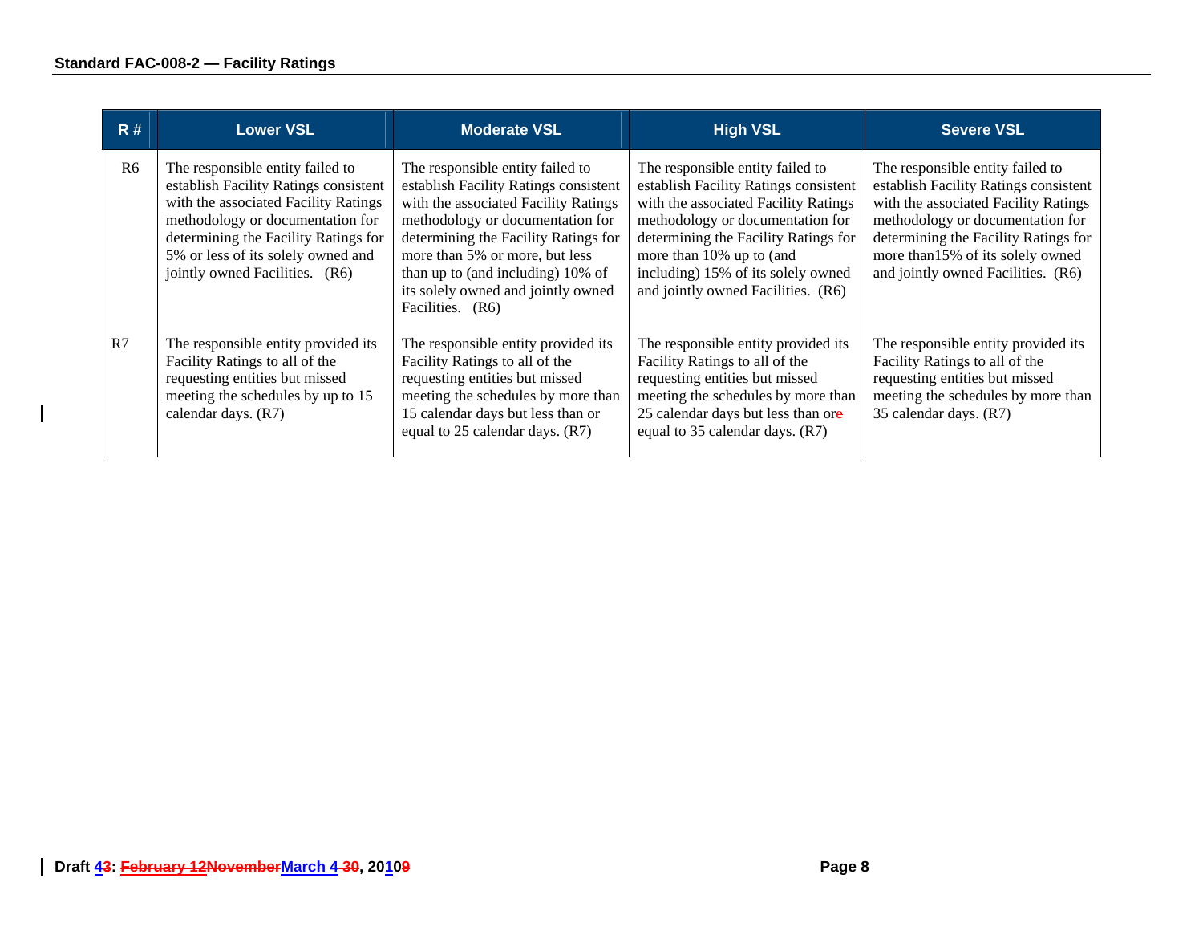| R # | Lower VSL | Moderate VSL | High VSL | Severe VSL |
|---|---|---|---|---|
| R6 | The responsible entity failed to establish Facility Ratings consistent with the associated Facility Ratings methodology or documentation for determining the Facility Ratings for 5% or less of its solely owned and jointly owned Facilities. (R6) | The responsible entity failed to establish Facility Ratings consistent with the associated Facility Ratings methodology or documentation for determining the Facility Ratings for more than 5% or more, but less than up to (and including) 10% of its solely owned and jointly owned Facilities. (R6) | The responsible entity failed to establish Facility Ratings consistent with the associated Facility Ratings methodology or documentation for determining the Facility Ratings for more than 10% up to (and including) 15% of its solely owned and jointly owned Facilities. (R6) | The responsible entity failed to establish Facility Ratings consistent with the associated Facility Ratings methodology or documentation for determining the Facility Ratings for more than15% of its solely owned and jointly owned Facilities. (R6) |
| R7 | The responsible entity provided its Facility Ratings to all of the requesting entities but missed meeting the schedules by up to 15 calendar days. (R7) | The responsible entity provided its Facility Ratings to all of the requesting entities but missed meeting the schedules by more than 15 calendar days but less than or equal to 25 calendar days. (R7) | The responsible entity provided its Facility Ratings to all of the requesting entities but missed meeting the schedules by more than 25 calendar days but less than ore equal to 35 calendar days. (R7) | The responsible entity provided its Facility Ratings to all of the requesting entities but missed meeting the schedules by more than 35 calendar days. (R7) |